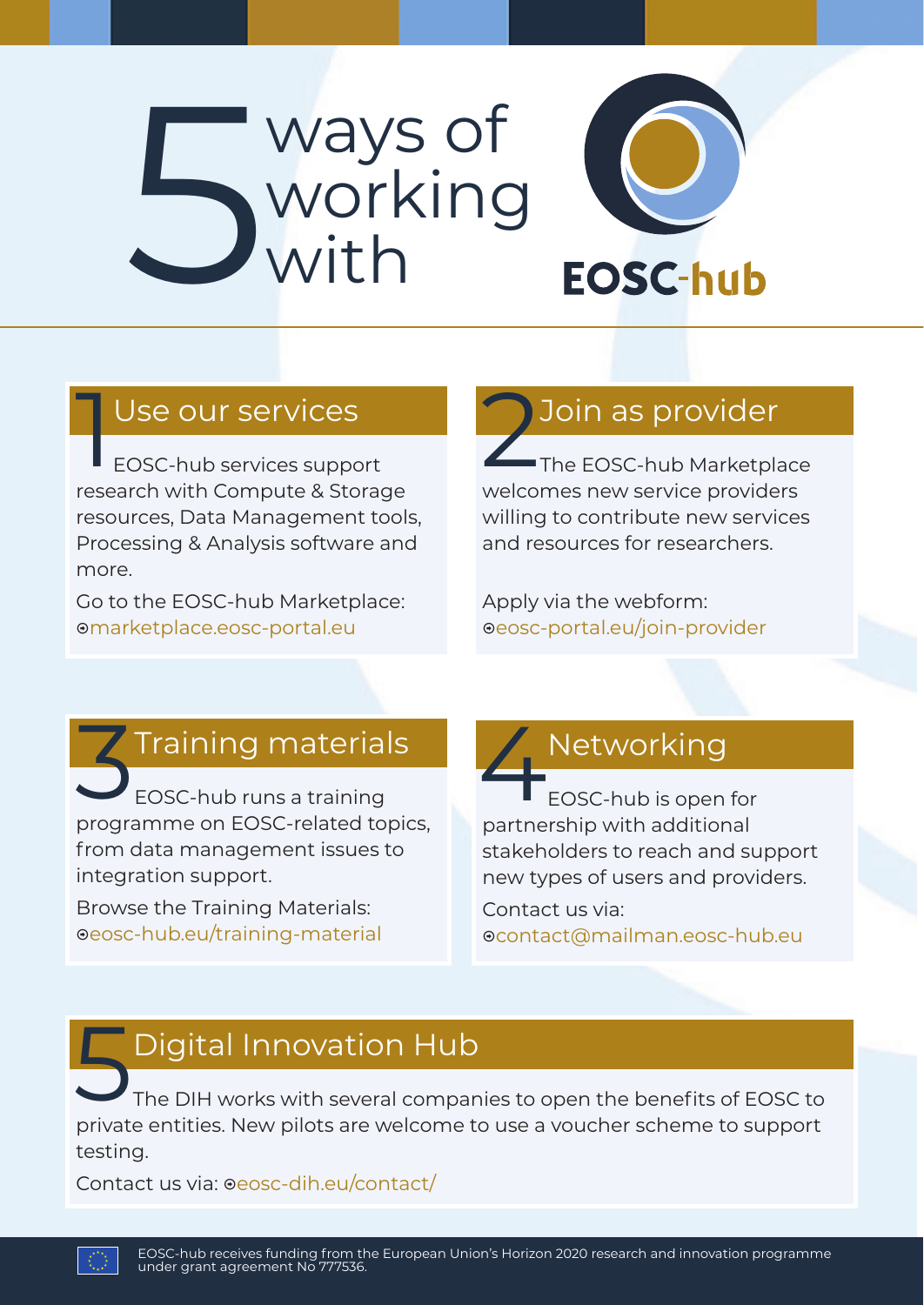# 5 ways of working with EOSC-hub

## 1 Use our services

EOSC-hub services support research with Compute & Storage resources, Data Management tools, Processing & Analysis software and more.

Go to the EOSC-hub Marketplace: marketplace.eosc-portal.eu

## 2 Join as provider

The EOSC-hub Marketplace welcomes new service providers willing to contribute new services and resources for researchers.

Apply via the webform: eosc-portal.eu/join-provider

## 3 Training materials

EOSC-hub runs a training programme on EOSC-related topics, from data management issues to integration support.

Browse the Training Materials: eosc-hub.eu/training-material

## 4 Networking

EOSC-hub is open for partnership with additional stakeholders to reach and support new types of users and providers.

Contact us via: contact@mailman.eosc-hub.eu

## 5 Digital Innovation Hub

The DIH works with several companies to open the benefits of EOSC to private entities. New pilots are welcome to use a voucher scheme to support testing.

Contact us via: eosc-dih.eu/contact/

EOSC-hub receives funding from the European Union's Horizon 2020 research and innovation programme under grant agreement No 777536.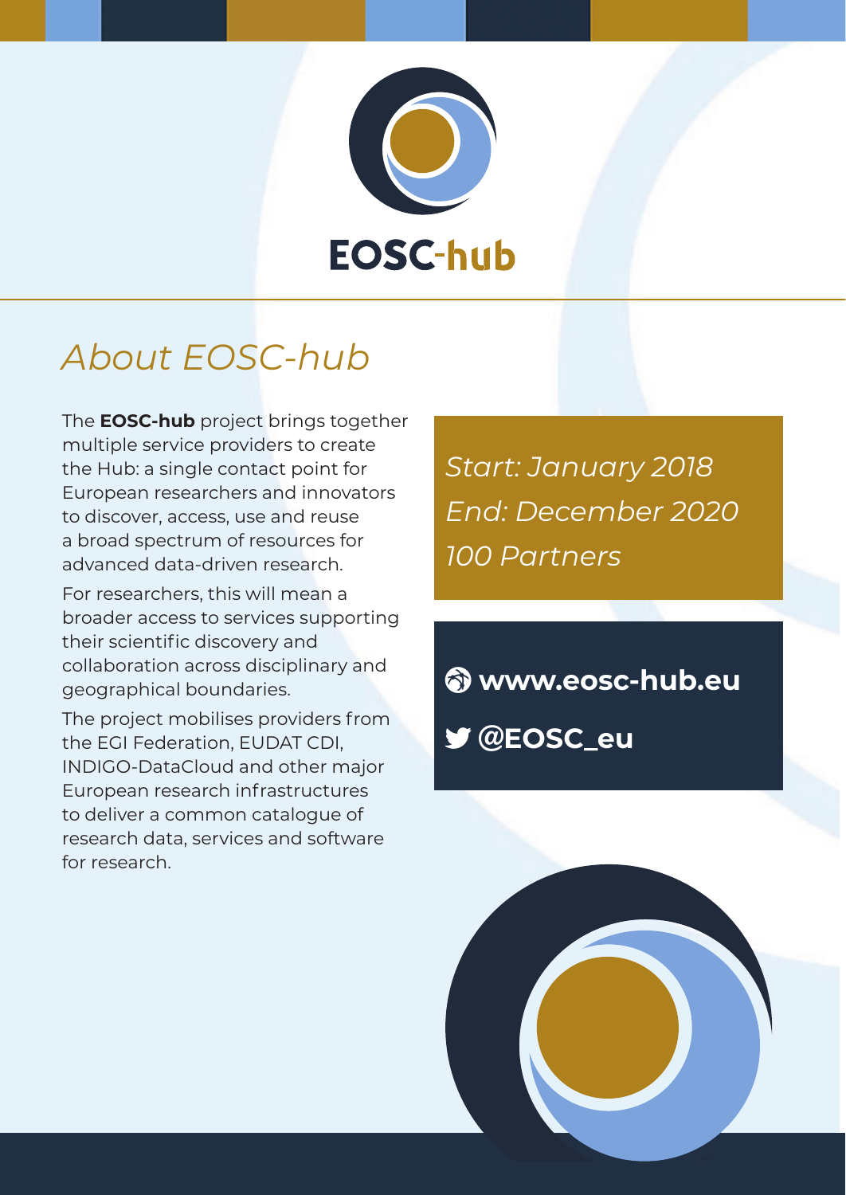EOSC-hub

# About EOSC-hub

The **EOSC-hub** project brings together multiple service providers to create the Hub: a single contact point for European researchers and innovators to discover, access, use and reuse a broad spectrum of resources for advanced data-driven research.

For researchers, this will mean a broader access to services supporting their scientific discovery and collaboration across disciplinary and geographical boundaries.

The project mobilises providers from the EGI Federation, EUDAT CDI, INDIGO-DataCloud and other major European research infrastructures to deliver a common catalogue of research data, services and software for research.

*Start: January 2018*
*End: December 2020*
*100 Partners*

**www.eosc-hub.eu**

**@EOSC_eu**